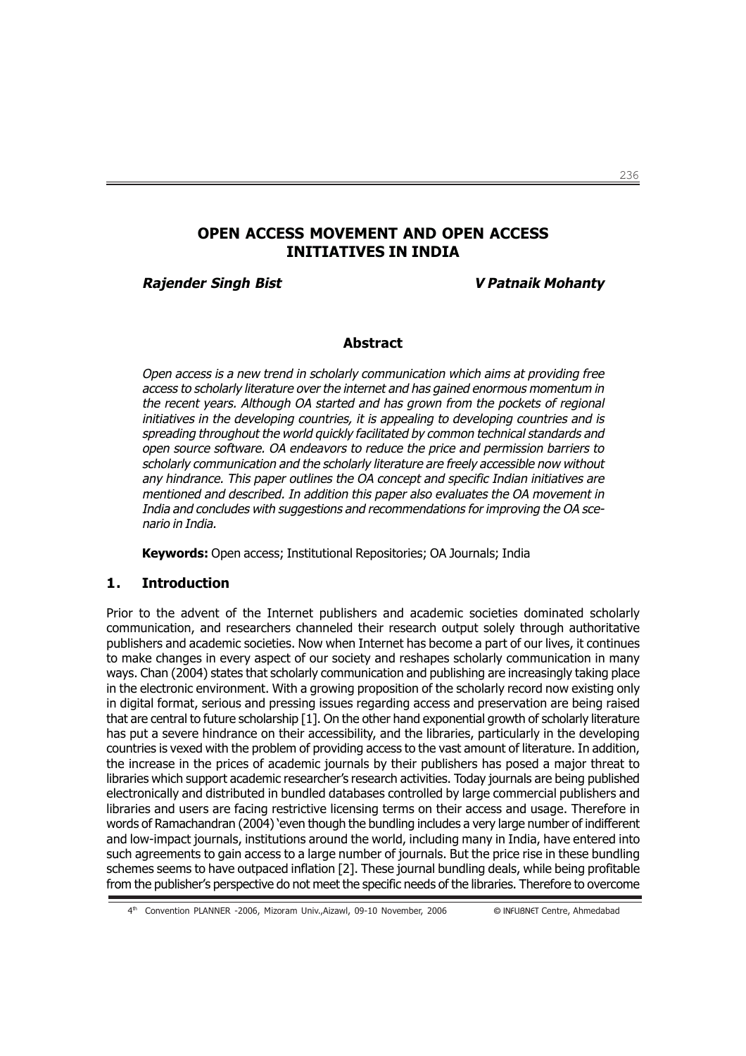# OPEN ACCESS MOVEMENT AND OPEN ACCESS INITIATIVES IN INDIA

***Rajender Singh Bist*** ***V Patnaik Mohanty***

## Abstract

*Open access is a new trend in scholarly communication which aims at providing free access to scholarly literature over the internet and has gained enormous momentum in the recent years. Although OA started and has grown from the pockets of regional initiatives in the developing countries, it is appealing to developing countries and is spreading throughout the world quickly facilitated by common technical standards and open source software. OA endeavors to reduce the price and permission barriers to scholarly communication and the scholarly literature are freely accessible now without any hindrance. This paper outlines the OA concept and specific Indian initiatives are mentioned and described. In addition this paper also evaluates the OA movement in India and concludes with suggestions and recommendations for improving the OA scenario in India.*

**Keywords:** Open access; Institutional Repositories; OA Journals; India

## 1. Introduction

Prior to the advent of the Internet publishers and academic societies dominated scholarly communication, and researchers channeled their research output solely through authoritative publishers and academic societies. Now when Internet has become a part of our lives, it continues to make changes in every aspect of our society and reshapes scholarly communication in many ways. Chan (2004) states that scholarly communication and publishing are increasingly taking place in the electronic environment. With a growing proposition of the scholarly record now existing only in digital format, serious and pressing issues regarding access and preservation are being raised that are central to future scholarship [1]. On the other hand exponential growth of scholarly literature has put a severe hindrance on their accessibility, and the libraries, particularly in the developing countries is vexed with the problem of providing access to the vast amount of literature. In addition, the increase in the prices of academic journals by their publishers has posed a major threat to libraries which support academic researcher's research activities. Today journals are being published electronically and distributed in bundled databases controlled by large commercial publishers and libraries and users are facing restrictive licensing terms on their access and usage. Therefore in words of Ramachandran (2004) 'even though the bundling includes a very large number of indifferent and low-impact journals, institutions around the world, including many in India, have entered into such agreements to gain access to a large number of journals. But the price rise in these bundling schemes seems to have outpaced inflation [2]. These journal bundling deals, while being profitable from the publisher's perspective do not meet the specific needs of the libraries. Therefore to overcome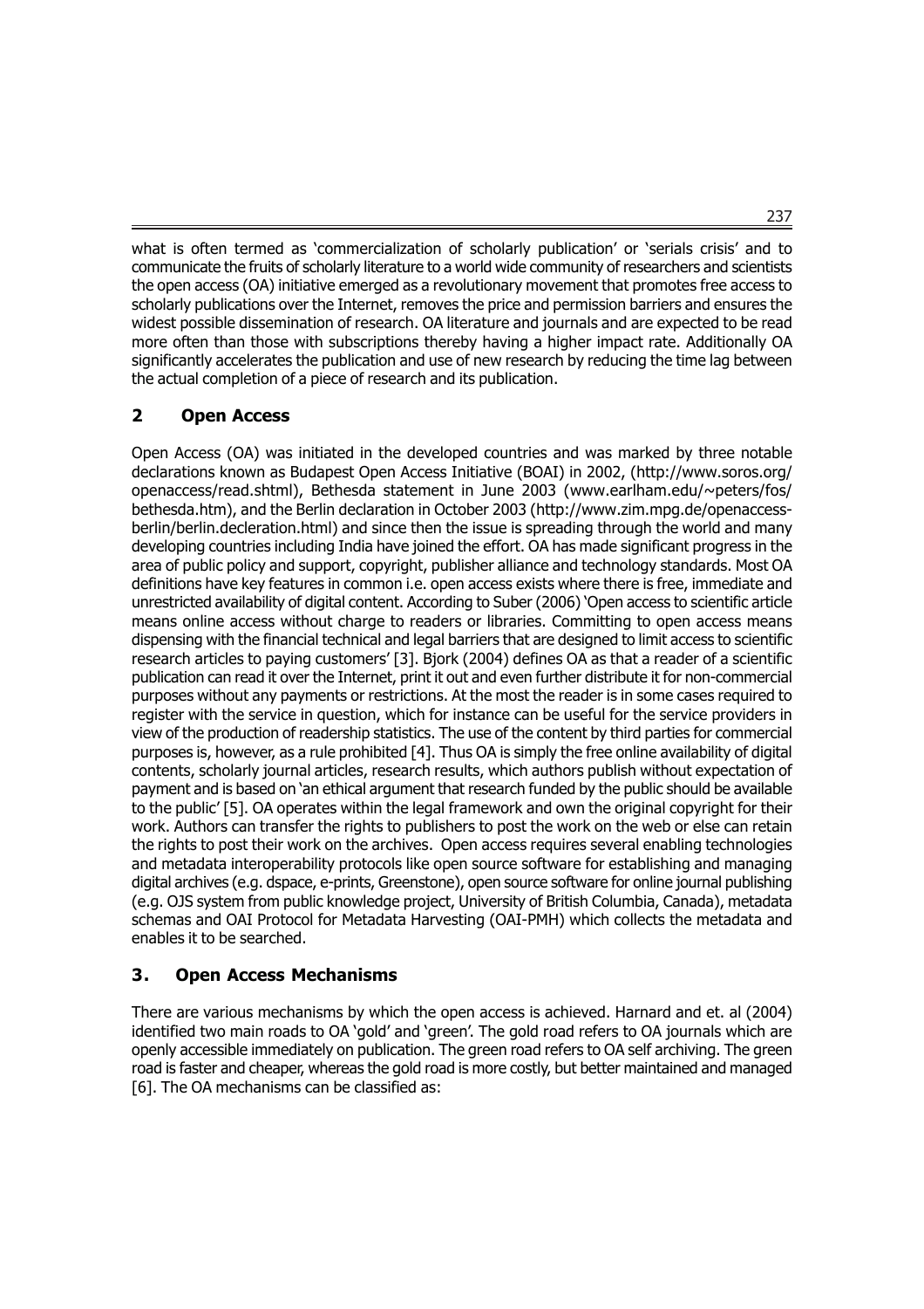what is often termed as 'commercialization of scholarly publication' or 'serials crisis' and to communicate the fruits of scholarly literature to a world wide community of researchers and scientists the open access (OA) initiative emerged as a revolutionary movement that promotes free access to scholarly publications over the Internet, removes the price and permission barriers and ensures the widest possible dissemination of research. OA literature and journals and are expected to be read more often than those with subscriptions thereby having a higher impact rate. Additionally OA significantly accelerates the publication and use of new research by reducing the time lag between the actual completion of a piece of research and its publication.

## 2 Open Access

Open Access (OA) was initiated in the developed countries and was marked by three notable declarations known as Budapest Open Access Initiative (BOAI) in 2002, (http://www.soros.org/openaccess/read.shtml), Bethesda statement in June 2003 (www.earlham.edu/~peters/fos/bethesda.htm), and the Berlin declaration in October 2003 (http://www.zim.mpg.de/openaccess-berlin/berlin.decleration.html) and since then the issue is spreading through the world and many developing countries including India have joined the effort. OA has made significant progress in the area of public policy and support, copyright, publisher alliance and technology standards. Most OA definitions have key features in common i.e. open access exists where there is free, immediate and unrestricted availability of digital content. According to Suber (2006) 'Open access to scientific article means online access without charge to readers or libraries. Committing to open access means dispensing with the financial technical and legal barriers that are designed to limit access to scientific research articles to paying customers' [3]. Bjork (2004) defines OA as that a reader of a scientific publication can read it over the Internet, print it out and even further distribute it for non-commercial purposes without any payments or restrictions. At the most the reader is in some cases required to register with the service in question, which for instance can be useful for the service providers in view of the production of readership statistics. The use of the content by third parties for commercial purposes is, however, as a rule prohibited [4]. Thus OA is simply the free online availability of digital contents, scholarly journal articles, research results, which authors publish without expectation of payment and is based on 'an ethical argument that research funded by the public should be available to the public' [5]. OA operates within the legal framework and own the original copyright for their work. Authors can transfer the rights to publishers to post the work on the web or else can retain the rights to post their work on the archives. Open access requires several enabling technologies and metadata interoperability protocols like open source software for establishing and managing digital archives (e.g. dspace, e-prints, Greenstone), open source software for online journal publishing (e.g. OJS system from public knowledge project, University of British Columbia, Canada), metadata schemas and OAI Protocol for Metadata Harvesting (OAI-PMH) which collects the metadata and enables it to be searched.

## 3. Open Access Mechanisms

There are various mechanisms by which the open access is achieved. Harnard and et. al (2004) identified two main roads to OA 'gold' and 'green'. The gold road refers to OA journals which are openly accessible immediately on publication. The green road refers to OA self archiving. The green road is faster and cheaper, whereas the gold road is more costly, but better maintained and managed [6]. The OA mechanisms can be classified as: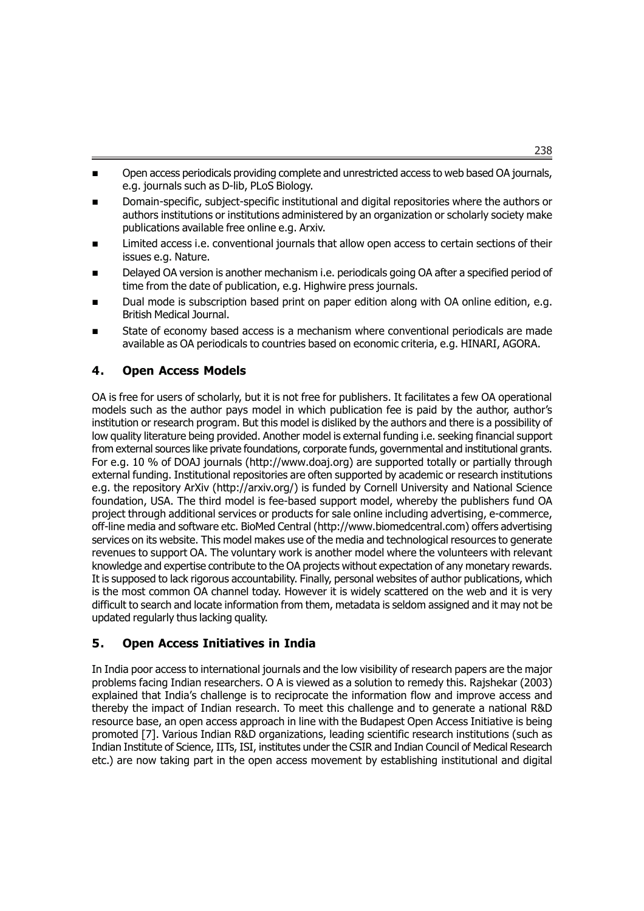- Open access periodicals providing complete and unrestricted access to web based OA journals, e.g. journals such as D-lib, PLoS Biology.
- Domain-specific, subject-specific institutional and digital repositories where the authors or authors institutions or institutions administered by an organization or scholarly society make publications available free online e.g. Arxiv.
- Limited access i.e. conventional journals that allow open access to certain sections of their issues e.g. Nature.
- Delayed OA version is another mechanism i.e. periodicals going OA after a specified period of time from the date of publication, e.g. Highwire press journals.
- Dual mode is subscription based print on paper edition along with OA online edition, e.g. British Medical Journal.
- State of economy based access is a mechanism where conventional periodicals are made available as OA periodicals to countries based on economic criteria, e.g. HINARI, AGORA.

## 4. Open Access Models

OA is free for users of scholarly, but it is not free for publishers. It facilitates a few OA operational models such as the author pays model in which publication fee is paid by the author, author's institution or research program. But this model is disliked by the authors and there is a possibility of low quality literature being provided. Another model is external funding i.e. seeking financial support from external sources like private foundations, corporate funds, governmental and institutional grants. For e.g. 10 % of DOAJ journals (http://www.doaj.org) are supported totally or partially through external funding. Institutional repositories are often supported by academic or research institutions e.g. the repository ArXiv (http://arxiv.org/) is funded by Cornell University and National Science foundation, USA. The third model is fee-based support model, whereby the publishers fund OA project through additional services or products for sale online including advertising, e-commerce, off-line media and software etc. BioMed Central (http://www.biomedcentral.com) offers advertising services on its website. This model makes use of the media and technological resources to generate revenues to support OA. The voluntary work is another model where the volunteers with relevant knowledge and expertise contribute to the OA projects without expectation of any monetary rewards. It is supposed to lack rigorous accountability. Finally, personal websites of author publications, which is the most common OA channel today. However it is widely scattered on the web and it is very difficult to search and locate information from them, metadata is seldom assigned and it may not be updated regularly thus lacking quality.

## 5. Open Access Initiatives in India

In India poor access to international journals and the low visibility of research papers are the major problems facing Indian researchers. O A is viewed as a solution to remedy this. Rajshekar (2003) explained that India's challenge is to reciprocate the information flow and improve access and thereby the impact of Indian research. To meet this challenge and to generate a national R&D resource base, an open access approach in line with the Budapest Open Access Initiative is being promoted [7]. Various Indian R&D organizations, leading scientific research institutions (such as Indian Institute of Science, IITs, ISI, institutes under the CSIR and Indian Council of Medical Research etc.) are now taking part in the open access movement by establishing institutional and digital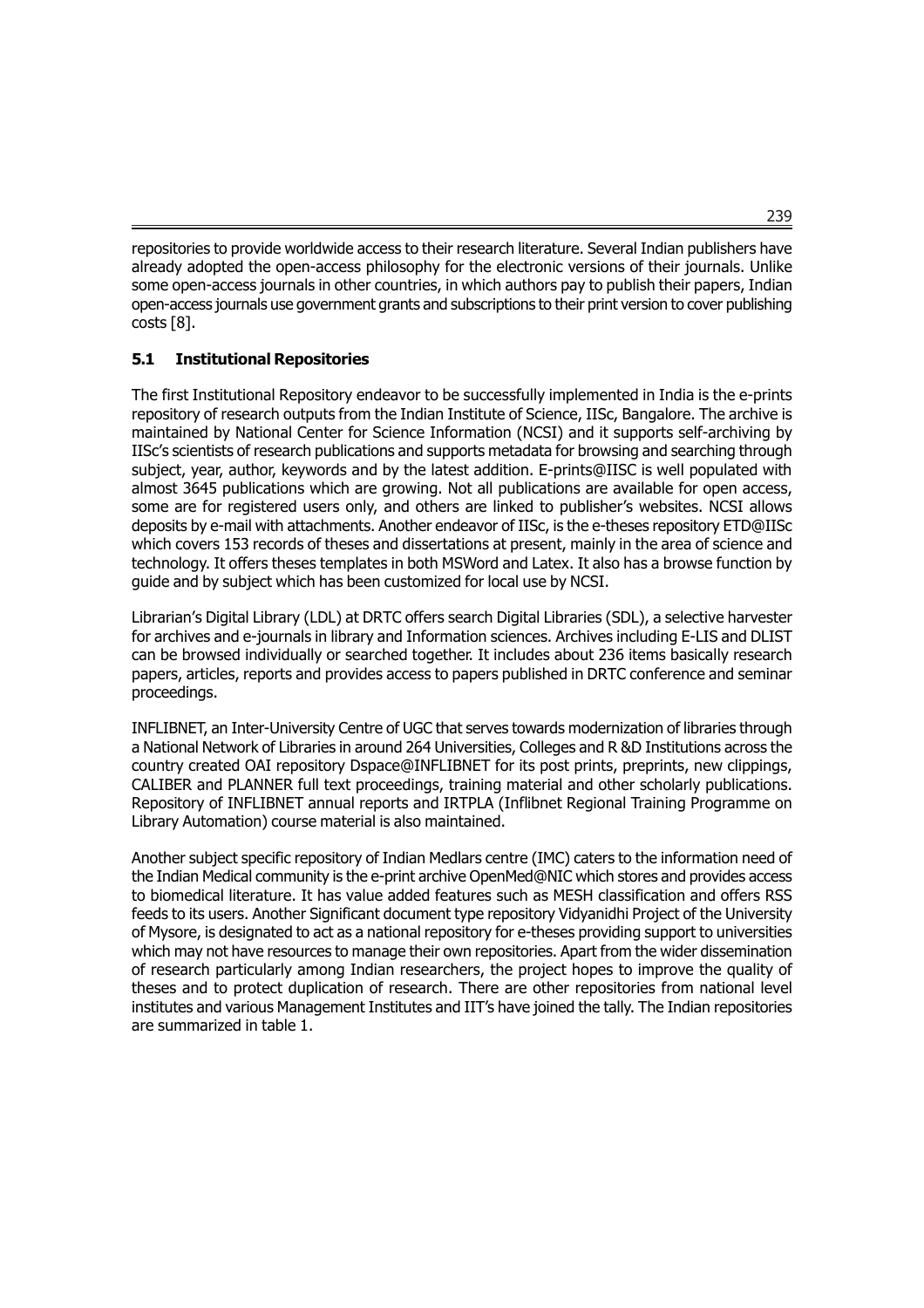repositories to provide worldwide access to their research literature. Several Indian publishers have already adopted the open-access philosophy for the electronic versions of their journals. Unlike some open-access journals in other countries, in which authors pay to publish their papers, Indian open-access journals use government grants and subscriptions to their print version to cover publishing costs [8].

### 5.1 Institutional Repositories

The first Institutional Repository endeavor to be successfully implemented in India is the e-prints repository of research outputs from the Indian Institute of Science, IISc, Bangalore. The archive is maintained by National Center for Science Information (NCSI) and it supports self-archiving by IISc's scientists of research publications and supports metadata for browsing and searching through subject, year, author, keywords and by the latest addition. E-prints@IISC is well populated with almost 3645 publications which are growing. Not all publications are available for open access, some are for registered users only, and others are linked to publisher's websites. NCSI allows deposits by e-mail with attachments. Another endeavor of IISc, is the e-theses repository ETD@IISc which covers 153 records of theses and dissertations at present, mainly in the area of science and technology. It offers theses templates in both MSWord and Latex. It also has a browse function by guide and by subject which has been customized for local use by NCSI.

Librarian's Digital Library (LDL) at DRTC offers search Digital Libraries (SDL), a selective harvester for archives and e-journals in library and Information sciences. Archives including E-LIS and DLIST can be browsed individually or searched together. It includes about 236 items basically research papers, articles, reports and provides access to papers published in DRTC conference and seminar proceedings.

INFLIBNET, an Inter-University Centre of UGC that serves towards modernization of libraries through a National Network of Libraries in around 264 Universities, Colleges and R &D Institutions across the country created OAI repository Dspace@INFLIBNET for its post prints, preprints, new clippings, CALIBER and PLANNER full text proceedings, training material and other scholarly publications. Repository of INFLIBNET annual reports and IRTPLA (Inflibnet Regional Training Programme on Library Automation) course material is also maintained.

Another subject specific repository of Indian Medlars centre (IMC) caters to the information need of the Indian Medical community is the e-print archive OpenMed@NIC which stores and provides access to biomedical literature. It has value added features such as MESH classification and offers RSS feeds to its users. Another Significant document type repository Vidyanidhi Project of the University of Mysore, is designated to act as a national repository for e-theses providing support to universities which may not have resources to manage their own repositories. Apart from the wider dissemination of research particularly among Indian researchers, the project hopes to improve the quality of theses and to protect duplication of research. There are other repositories from national level institutes and various Management Institutes and IIT's have joined the tally. The Indian repositories are summarized in table 1.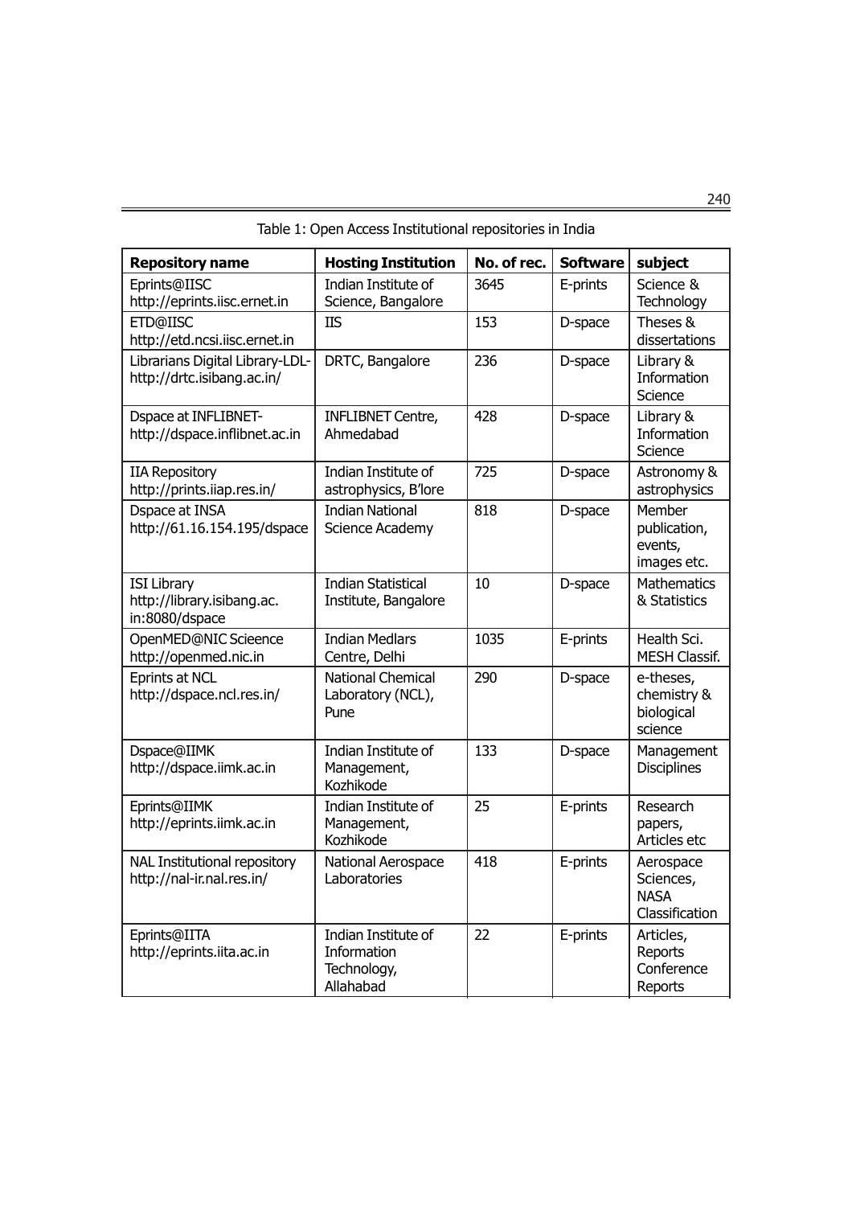Table 1: Open Access Institutional repositories in India

| Repository name | Hosting Institution | No. of rec. | Software | subject |
|---|---|---|---|---|
| Eprints@IISC http://eprints.iisc.ernet.in | Indian Institute of Science, Bangalore | 3645 | E-prints | Science & Technology |
| ETD@IISC http://etd.ncsi.iisc.ernet.in | IIS | 153 | D-space | Theses & dissertations |
| Librarians Digital Library-LDL- http://drtc.isibang.ac.in/ | DRTC, Bangalore | 236 | D-space | Library & Information Science |
| Dspace at INFLIBNET- http://dspace.inflibnet.ac.in | INFLIBNET Centre, Ahmedabad | 428 | D-space | Library & Information Science |
| IIA Repository http://prints.iiap.res.in/ | Indian Institute of astrophysics, B'lore | 725 | D-space | Astronomy & astrophysics |
| Dspace at INSA http://61.16.154.195/dspace | Indian National Science Academy | 818 | D-space | Member publication, events, images etc. |
| ISI Library http://library.isibang.ac.in:8080/dspace | Indian Statistical Institute, Bangalore | 10 | D-space | Mathematics & Statistics |
| OpenMED@NIC Scieence http://openmed.nic.in | Indian Medlars Centre, Delhi | 1035 | E-prints | Health Sci. MESH Classif. |
| Eprints at NCL http://dspace.ncl.res.in/ | National Chemical Laboratory (NCL), Pune | 290 | D-space | e-theses, chemistry & biological science |
| Dspace@IIMK http://dspace.iimk.ac.in | Indian Institute of Management, Kozhikode | 133 | D-space | Management Disciplines |
| Eprints@IIMK http://eprints.iimk.ac.in | Indian Institute of Management, Kozhikode | 25 | E-prints | Research papers, Articles etc |
| NAL Institutional repository http://nal-ir.nal.res.in/ | National Aerospace Laboratories | 418 | E-prints | Aerospace Sciences, NASA Classification |
| Eprints@IITA http://eprints.iita.ac.in | Indian Institute of Information Technology, Allahabad | 22 | E-prints | Articles, Reports Conference Reports |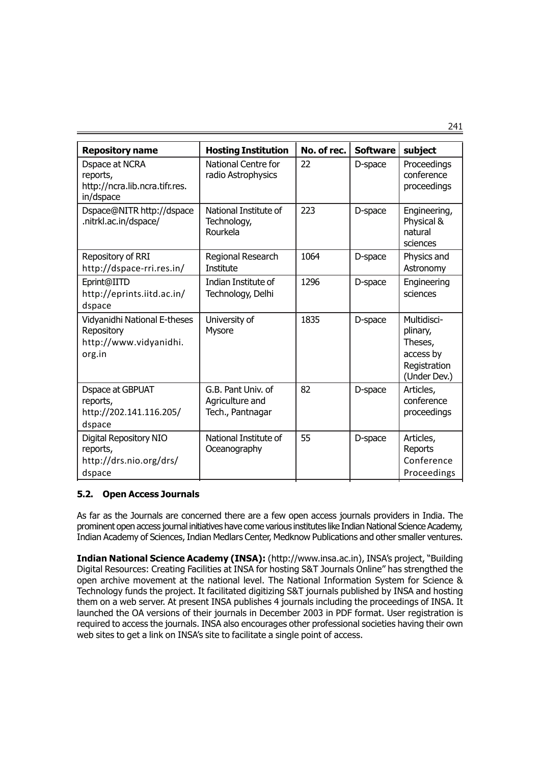| Repository name | Hosting Institution | No. of rec. | Software | subject |
|---|---|---|---|---|
| Dspace at NCRA reports, http://ncra.lib.ncra.tifr.res.in/dspace | National Centre for radio Astrophysics | 22 | D-space | Proceedings conference proceedings |
| Dspace@NITR http://dspace.nitrkl.ac.in/dspace/ | National Institute of Technology, Rourkela | 223 | D-space | Engineering, Physical & natural sciences |
| Repository of RRI http://dspace-rri.res.in/ | Regional Research Institute | 1064 | D-space | Physics and Astronomy |
| Eprint@IITD http://eprints.iitd.ac.in/dspace | Indian Institute of Technology, Delhi | 1296 | D-space | Engineering sciences |
| Vidyanidhi National E-theses Repository http://www.vidyanidhi.org.in | University of Mysore | 1835 | D-space | Multidisciplinary, Theses, access by Registration (Under Dev.) |
| Dspace at GBPUAT reports, http://202.141.116.205/dspace | G.B. Pant Univ. of Agriculture and Tech., Pantnagar | 82 | D-space | Articles, conference proceedings |
| Digital Repository NIO reports, http://drs.nio.org/drs/dspace | National Institute of Oceanography | 55 | D-space | Articles, Reports Conference Proceedings |

### 5.2. Open Access Journals

As far as the Journals are concerned there are a few open access journals providers in India. The prominent open access journal initiatives have come various institutes like Indian National Science Academy, Indian Academy of Sciences, Indian Medlars Center, Medknow Publications and other smaller ventures.

**Indian National Science Academy (INSA):** (http://www.insa.ac.in), INSA's project, "Building Digital Resources: Creating Facilities at INSA for hosting S&T Journals Online" has strengthed the open archive movement at the national level. The National Information System for Science & Technology funds the project. It facilitated digitizing S&T journals published by INSA and hosting them on a web server. At present INSA publishes 4 journals including the proceedings of INSA. It launched the OA versions of their journals in December 2003 in PDF format. User registration is required to access the journals. INSA also encourages other professional societies having their own web sites to get a link on INSA's site to facilitate a single point of access.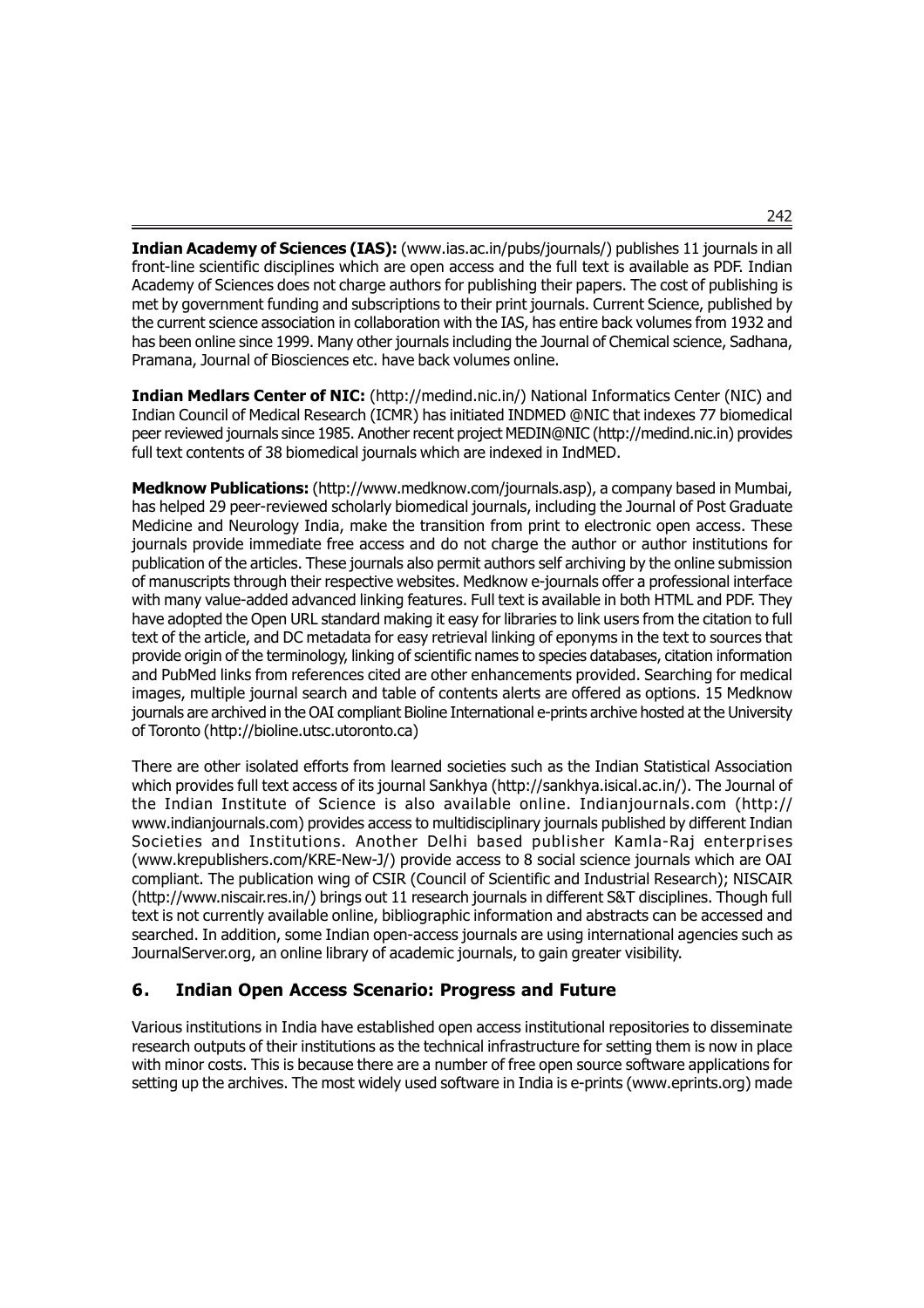**Indian Academy of Sciences (IAS):** (www.ias.ac.in/pubs/journals/) publishes 11 journals in all front-line scientific disciplines which are open access and the full text is available as PDF. Indian Academy of Sciences does not charge authors for publishing their papers. The cost of publishing is met by government funding and subscriptions to their print journals. Current Science, published by the current science association in collaboration with the IAS, has entire back volumes from 1932 and has been online since 1999. Many other journals including the Journal of Chemical science, Sadhana, Pramana, Journal of Biosciences etc. have back volumes online.

**Indian Medlars Center of NIC:** (http://medind.nic.in/) National Informatics Center (NIC) and Indian Council of Medical Research (ICMR) has initiated INDMED @NIC that indexes 77 biomedical peer reviewed journals since 1985. Another recent project MEDIN@NIC (http://medind.nic.in) provides full text contents of 38 biomedical journals which are indexed in IndMED.

**Medknow Publications:** (http://www.medknow.com/journals.asp), a company based in Mumbai, has helped 29 peer-reviewed scholarly biomedical journals, including the Journal of Post Graduate Medicine and Neurology India, make the transition from print to electronic open access. These journals provide immediate free access and do not charge the author or author institutions for publication of the articles. These journals also permit authors self archiving by the online submission of manuscripts through their respective websites. Medknow e-journals offer a professional interface with many value-added advanced linking features. Full text is available in both HTML and PDF. They have adopted the Open URL standard making it easy for libraries to link users from the citation to full text of the article, and DC metadata for easy retrieval linking of eponyms in the text to sources that provide origin of the terminology, linking of scientific names to species databases, citation information and PubMed links from references cited are other enhancements provided. Searching for medical images, multiple journal search and table of contents alerts are offered as options. 15 Medknow journals are archived in the OAI compliant Bioline International e-prints archive hosted at the University of Toronto (http://bioline.utsc.utoronto.ca)

There are other isolated efforts from learned societies such as the Indian Statistical Association which provides full text access of its journal Sankhya (http://sankhya.isical.ac.in/). The Journal of the Indian Institute of Science is also available online. Indianjournals.com (http://www.indianjournals.com) provides access to multidisciplinary journals published by different Indian Societies and Institutions. Another Delhi based publisher Kamla-Raj enterprises (www.krepublishers.com/KRE-New-J/) provide access to 8 social science journals which are OAI compliant. The publication wing of CSIR (Council of Scientific and Industrial Research); NISCAIR (http://www.niscair.res.in/) brings out 11 research journals in different S&T disciplines. Though full text is not currently available online, bibliographic information and abstracts can be accessed and searched. In addition, some Indian open-access journals are using international agencies such as JournalServer.org, an online library of academic journals, to gain greater visibility.

## 6. Indian Open Access Scenario: Progress and Future

Various institutions in India have established open access institutional repositories to disseminate research outputs of their institutions as the technical infrastructure for setting them is now in place with minor costs. This is because there are a number of free open source software applications for setting up the archives. The most widely used software in India is e-prints (www.eprints.org) made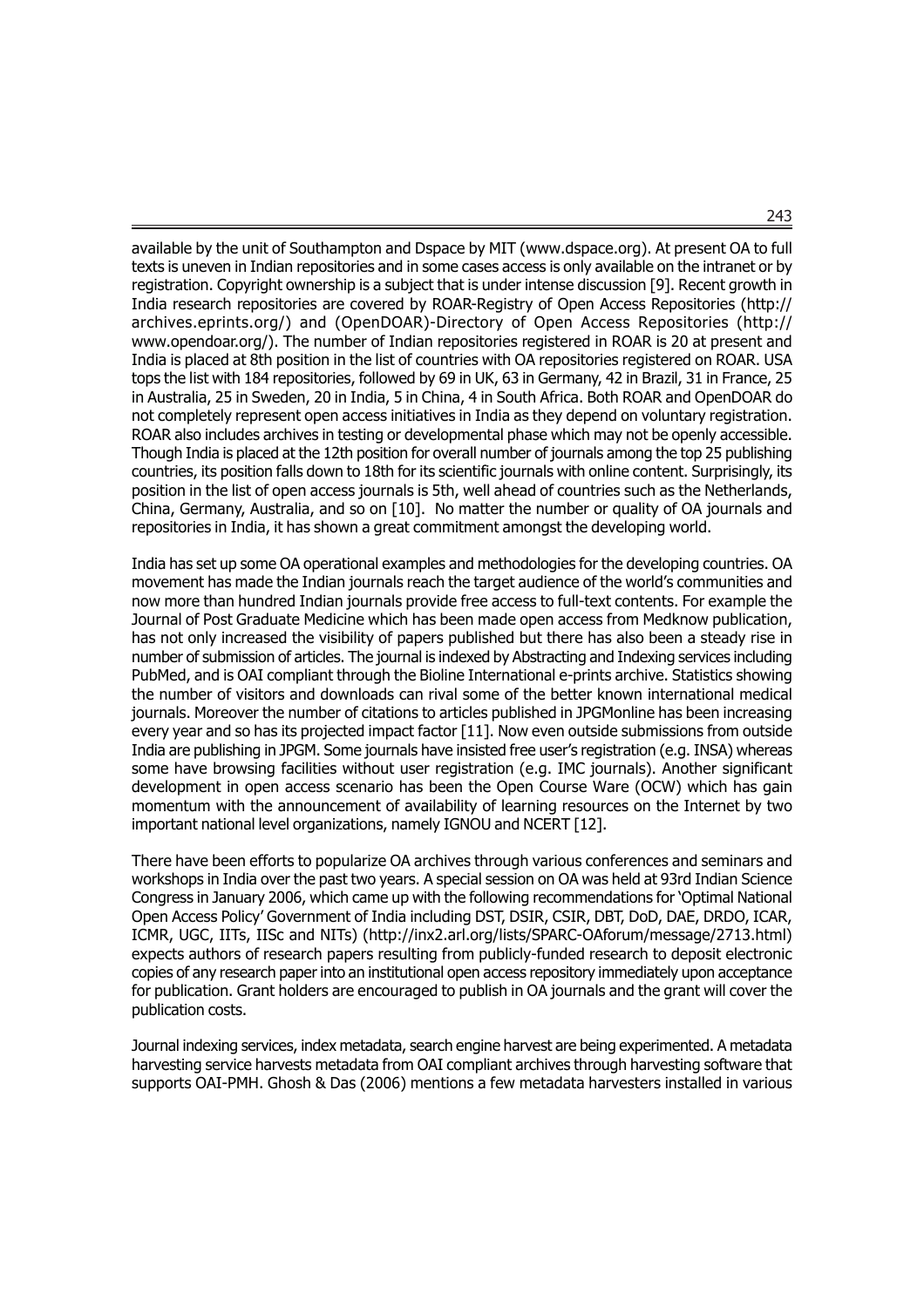available by the unit of Southampton and Dspace by MIT (www.dspace.org). At present OA to full texts is uneven in Indian repositories and in some cases access is only available on the intranet or by registration. Copyright ownership is a subject that is under intense discussion [9]. Recent growth in India research repositories are covered by ROAR-Registry of Open Access Repositories (http://archives.eprints.org/) and (OpenDOAR)-Directory of Open Access Repositories (http://www.opendoar.org/). The number of Indian repositories registered in ROAR is 20 at present and India is placed at 8th position in the list of countries with OA repositories registered on ROAR. USA tops the list with 184 repositories, followed by 69 in UK, 63 in Germany, 42 in Brazil, 31 in France, 25 in Australia, 25 in Sweden, 20 in India, 5 in China, 4 in South Africa. Both ROAR and OpenDOAR do not completely represent open access initiatives in India as they depend on voluntary registration. ROAR also includes archives in testing or developmental phase which may not be openly accessible. Though India is placed at the 12th position for overall number of journals among the top 25 publishing countries, its position falls down to 18th for its scientific journals with online content. Surprisingly, its position in the list of open access journals is 5th, well ahead of countries such as the Netherlands, China, Germany, Australia, and so on [10]. No matter the number or quality of OA journals and repositories in India, it has shown a great commitment amongst the developing world.

India has set up some OA operational examples and methodologies for the developing countries. OA movement has made the Indian journals reach the target audience of the world's communities and now more than hundred Indian journals provide free access to full-text contents. For example the Journal of Post Graduate Medicine which has been made open access from Medknow publication, has not only increased the visibility of papers published but there has also been a steady rise in number of submission of articles. The journal is indexed by Abstracting and Indexing services including PubMed, and is OAI compliant through the Bioline International e-prints archive. Statistics showing the number of visitors and downloads can rival some of the better known international medical journals. Moreover the number of citations to articles published in JPGMonline has been increasing every year and so has its projected impact factor [11]. Now even outside submissions from outside India are publishing in JPGM. Some journals have insisted free user's registration (e.g. INSA) whereas some have browsing facilities without user registration (e.g. IMC journals). Another significant development in open access scenario has been the Open Course Ware (OCW) which has gain momentum with the announcement of availability of learning resources on the Internet by two important national level organizations, namely IGNOU and NCERT [12].

There have been efforts to popularize OA archives through various conferences and seminars and workshops in India over the past two years. A special session on OA was held at 93rd Indian Science Congress in January 2006, which came up with the following recommendations for 'Optimal National Open Access Policy' Government of India including DST, DSIR, CSIR, DBT, DoD, DAE, DRDO, ICAR, ICMR, UGC, IITs, IISc and NITs) (http://inx2.arl.org/lists/SPARC-OAforum/message/2713.html) expects authors of research papers resulting from publicly-funded research to deposit electronic copies of any research paper into an institutional open access repository immediately upon acceptance for publication. Grant holders are encouraged to publish in OA journals and the grant will cover the publication costs.

Journal indexing services, index metadata, search engine harvest are being experimented. A metadata harvesting service harvests metadata from OAI compliant archives through harvesting software that supports OAI-PMH. Ghosh & Das (2006) mentions a few metadata harvesters installed in various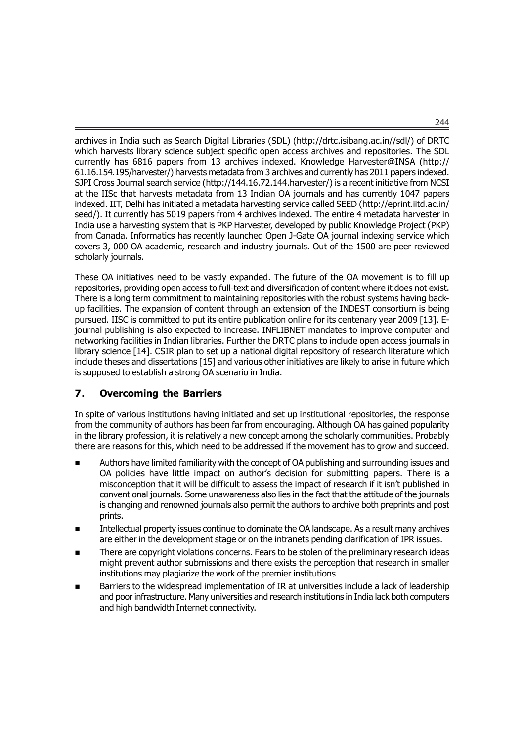archives in India such as Search Digital Libraries (SDL) (http://drtc.isibang.ac.in//sdl/) of DRTC which harvests library science subject specific open access archives and repositories. The SDL currently has 6816 papers from 13 archives indexed. Knowledge Harvester@INSA (http://61.16.154.195/harvester/) harvests metadata from 3 archives and currently has 2011 papers indexed. SJPI Cross Journal search service (http://144.16.72.144.harvester/) is a recent initiative from NCSI at the IISc that harvests metadata from 13 Indian OA journals and has currently 1047 papers indexed. IIT, Delhi has initiated a metadata harvesting service called SEED (http://eprint.iitd.ac.in/seed/). It currently has 5019 papers from 4 archives indexed. The entire 4 metadata harvester in India use a harvesting system that is PKP Harvester, developed by public Knowledge Project (PKP) from Canada. Informatics has recently launched Open J-Gate OA journal indexing service which covers 3, 000 OA academic, research and industry journals. Out of the 1500 are peer reviewed scholarly journals.

These OA initiatives need to be vastly expanded. The future of the OA movement is to fill up repositories, providing open access to full-text and diversification of content where it does not exist. There is a long term commitment to maintaining repositories with the robust systems having back-up facilities. The expansion of content through an extension of the INDEST consortium is being pursued. IISC is committed to put its entire publication online for its centenary year 2009 [13]. E-journal publishing is also expected to increase. INFLIBNET mandates to improve computer and networking facilities in Indian libraries. Further the DRTC plans to include open access journals in library science [14]. CSIR plan to set up a national digital repository of research literature which include theses and dissertations [15] and various other initiatives are likely to arise in future which is supposed to establish a strong OA scenario in India.

## 7. Overcoming the Barriers

In spite of various institutions having initiated and set up institutional repositories, the response from the community of authors has been far from encouraging. Although OA has gained popularity in the library profession, it is relatively a new concept among the scholarly communities. Probably there are reasons for this, which need to be addressed if the movement has to grow and succeed.

- Authors have limited familiarity with the concept of OA publishing and surrounding issues and OA policies have little impact on author's decision for submitting papers. There is a misconception that it will be difficult to assess the impact of research if it isn't published in conventional journals. Some unawareness also lies in the fact that the attitude of the journals is changing and renowned journals also permit the authors to archive both preprints and post prints.
- Intellectual property issues continue to dominate the OA landscape. As a result many archives are either in the development stage or on the intranets pending clarification of IPR issues.
- There are copyright violations concerns. Fears to be stolen of the preliminary research ideas might prevent author submissions and there exists the perception that research in smaller institutions may plagiarize the work of the premier institutions
- Barriers to the widespread implementation of IR at universities include a lack of leadership and poor infrastructure. Many universities and research institutions in India lack both computers and high bandwidth Internet connectivity.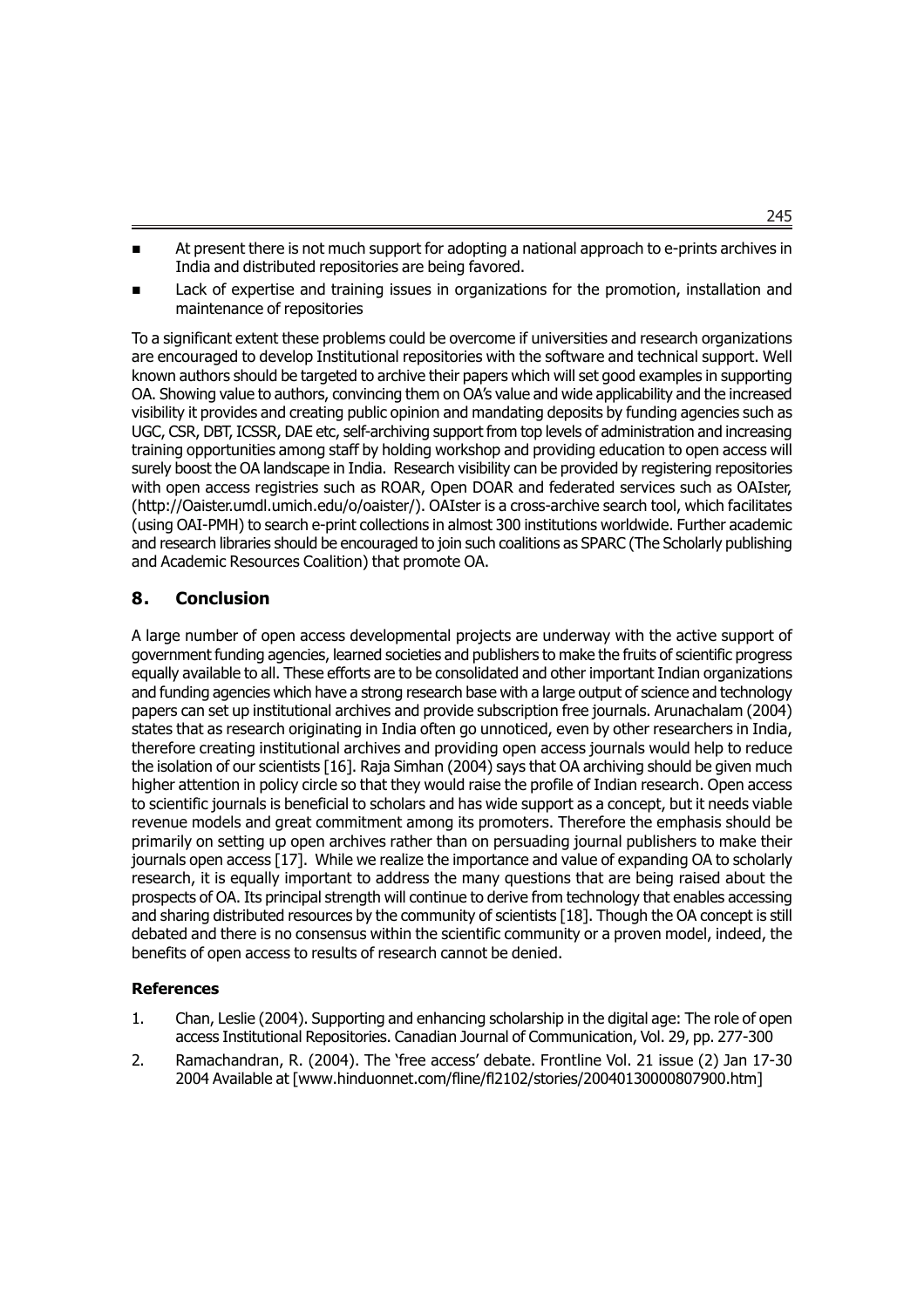- At present there is not much support for adopting a national approach to e-prints archives in India and distributed repositories are being favored.
- Lack of expertise and training issues in organizations for the promotion, installation and maintenance of repositories

To a significant extent these problems could be overcome if universities and research organizations are encouraged to develop Institutional repositories with the software and technical support. Well known authors should be targeted to archive their papers which will set good examples in supporting OA. Showing value to authors, convincing them on OA's value and wide applicability and the increased visibility it provides and creating public opinion and mandating deposits by funding agencies such as UGC, CSR, DBT, ICSSR, DAE etc, self-archiving support from top levels of administration and increasing training opportunities among staff by holding workshop and providing education to open access will surely boost the OA landscape in India. Research visibility can be provided by registering repositories with open access registries such as ROAR, Open DOAR and federated services such as OAIster, (http://Oaister.umdl.umich.edu/o/oaister/). OAIster is a cross-archive search tool, which facilitates (using OAI-PMH) to search e-print collections in almost 300 institutions worldwide. Further academic and research libraries should be encouraged to join such coalitions as SPARC (The Scholarly publishing and Academic Resources Coalition) that promote OA.

## 8. Conclusion

A large number of open access developmental projects are underway with the active support of government funding agencies, learned societies and publishers to make the fruits of scientific progress equally available to all. These efforts are to be consolidated and other important Indian organizations and funding agencies which have a strong research base with a large output of science and technology papers can set up institutional archives and provide subscription free journals. Arunachalam (2004) states that as research originating in India often go unnoticed, even by other researchers in India, therefore creating institutional archives and providing open access journals would help to reduce the isolation of our scientists [16]. Raja Simhan (2004) says that OA archiving should be given much higher attention in policy circle so that they would raise the profile of Indian research. Open access to scientific journals is beneficial to scholars and has wide support as a concept, but it needs viable revenue models and great commitment among its promoters. Therefore the emphasis should be primarily on setting up open archives rather than on persuading journal publishers to make their journals open access [17]. While we realize the importance and value of expanding OA to scholarly research, it is equally important to address the many questions that are being raised about the prospects of OA. Its principal strength will continue to derive from technology that enables accessing and sharing distributed resources by the community of scientists [18]. Though the OA concept is still debated and there is no consensus within the scientific community or a proven model, indeed, the benefits of open access to results of research cannot be denied.

### References

1. Chan, Leslie (2004). Supporting and enhancing scholarship in the digital age: The role of open access Institutional Repositories. Canadian Journal of Communication, Vol. 29, pp. 277-300
2. Ramachandran, R. (2004). The 'free access' debate. Frontline Vol. 21 issue (2) Jan 17-30 2004 Available at [www.hinduonnet.com/fline/fl2102/stories/20040130000807900.htm]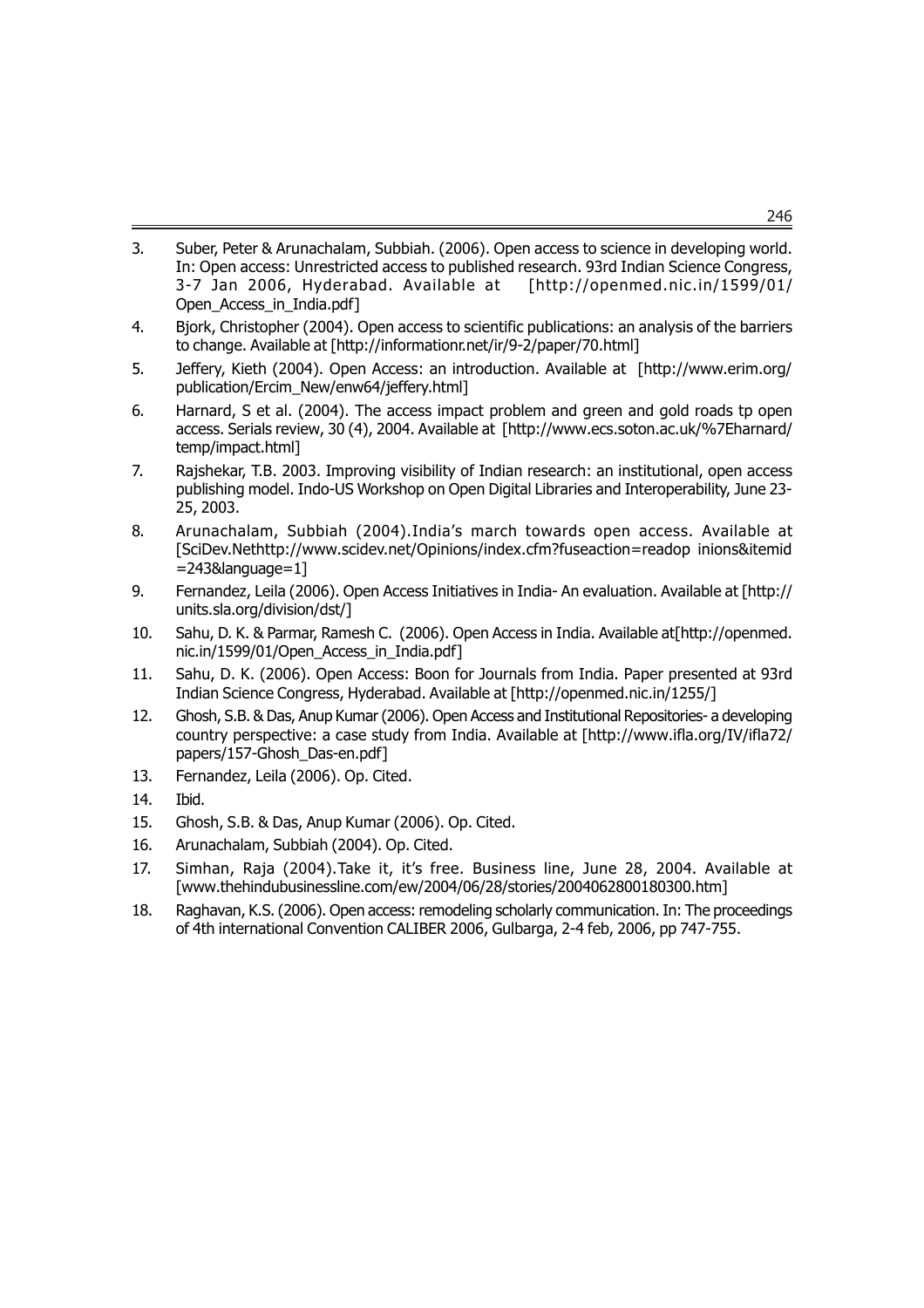3. Suber, Peter & Arunachalam, Subbiah. (2006). Open access to science in developing world. In: Open access: Unrestricted access to published research. 93rd Indian Science Congress, 3-7 Jan 2006, Hyderabad. Available at [http://openmed.nic.in/1599/01/Open_Access_in_India.pdf]
4. Bjork, Christopher (2004). Open access to scientific publications: an analysis of the barriers to change. Available at [http://informationr.net/ir/9-2/paper/70.html]
5. Jeffery, Kieth (2004). Open Access: an introduction. Available at [http://www.erim.org/publication/Ercim_New/enw64/jeffery.html]
6. Harnard, S et al. (2004). The access impact problem and green and gold roads tp open access. Serials review, 30 (4), 2004. Available at [http://www.ecs.soton.ac.uk/%7Eharnard/temp/impact.html]
7. Rajshekar, T.B. 2003. Improving visibility of Indian research: an institutional, open access publishing model. Indo-US Workshop on Open Digital Libraries and Interoperability, June 23-25, 2003.
8. Arunachalam, Subbiah (2004).India's march towards open access. Available at [SciDev.Nethttp://www.scidev.net/Opinions/index.cfm?fuseaction=readop inions&itemid=243&language=1]
9. Fernandez, Leila (2006). Open Access Initiatives in India- An evaluation. Available at [http://units.sla.org/division/dst/]
10. Sahu, D. K. & Parmar, Ramesh C. (2006). Open Access in India. Available at[http://openmed.nic.in/1599/01/Open_Access_in_India.pdf]
11. Sahu, D. K. (2006). Open Access: Boon for Journals from India. Paper presented at 93rd Indian Science Congress, Hyderabad. Available at [http://openmed.nic.in/1255/]
12. Ghosh, S.B. & Das, Anup Kumar (2006). Open Access and Institutional Repositories- a developing country perspective: a case study from India. Available at [http://www.ifla.org/IV/ifla72/papers/157-Ghosh_Das-en.pdf]
13. Fernandez, Leila (2006). Op. Cited.
14. Ibid.
15. Ghosh, S.B. & Das, Anup Kumar (2006). Op. Cited.
16. Arunachalam, Subbiah (2004). Op. Cited.
17. Simhan, Raja (2004).Take it, it's free. Business line, June 28, 2004. Available at [www.thehindubusinessline.com/ew/2004/06/28/stories/2004062800180300.htm]
18. Raghavan, K.S. (2006). Open access: remodeling scholarly communication. In: The proceedings of 4th international Convention CALIBER 2006, Gulbarga, 2-4 feb, 2006, pp 747-755.